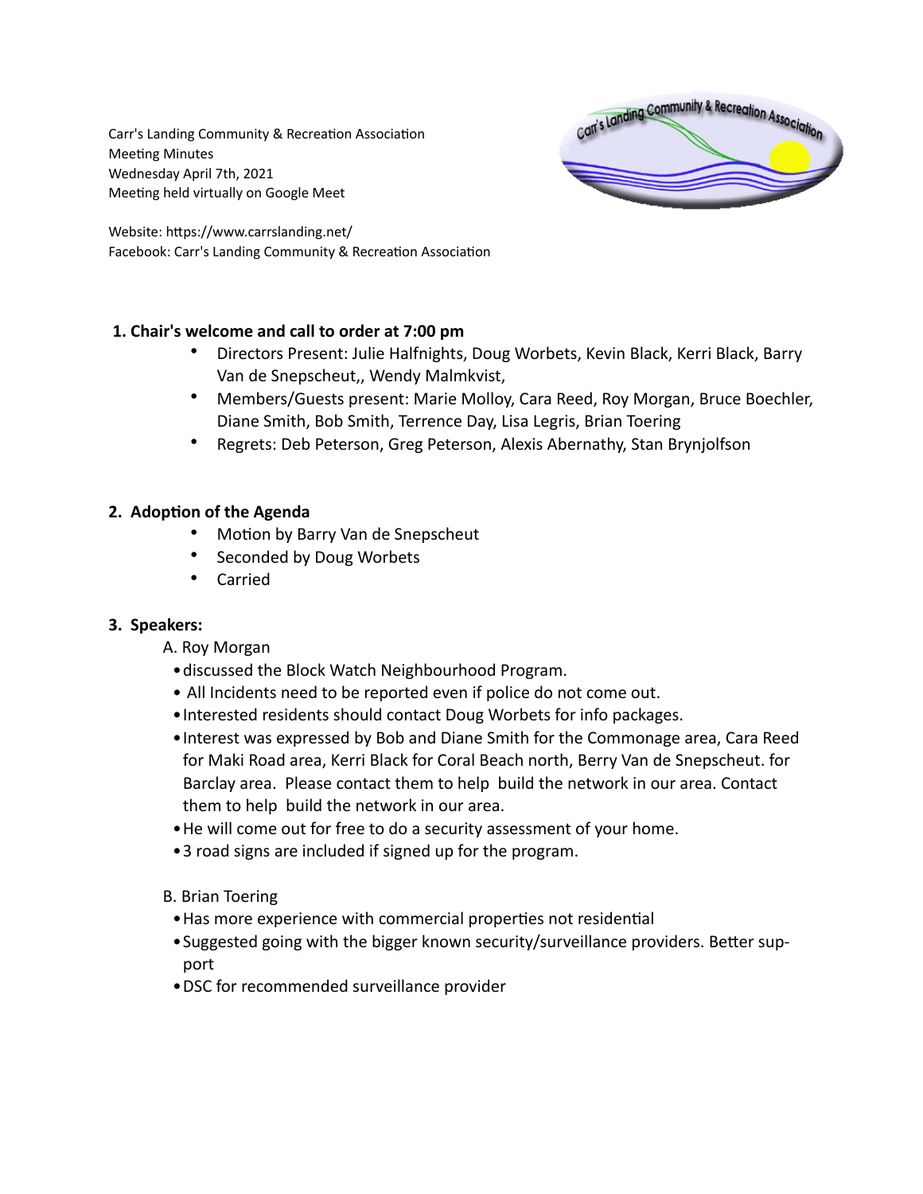Carr's Landing Community & Recreation Association
Meeting Minutes
Wednesday April 7th, 2021
Meeting held virtually on Google Meet

Website: https://www.carrslanding.net/
Facebook: Carr's Landing Community & Recreation Association

## 1. Chair's welcome and call to order at 7:00 pm

- Directors Present: Julie Halfnights, Doug Worbets, Kevin Black, Kerri Black, Barry Van de Snepscheut,, Wendy Malmkvist,
- Members/Guests present: Marie Molloy, Cara Reed, Roy Morgan, Bruce Boechler, Diane Smith, Bob Smith, Terrence Day, Lisa Legris, Brian Toering
- Regrets: Deb Peterson, Greg Peterson, Alexis Abernathy, Stan Brynjolfson

## 2. Adoption of the Agenda

- Motion by Barry Van de Snepscheut
- Seconded by Doug Worbets
- Carried

## 3. Speakers:

A. Roy Morgan

- discussed the Block Watch Neighbourhood Program.
- All Incidents need to be reported even if police do not come out.
- Interested residents should contact Doug Worbets for info packages.
- Interest was expressed by Bob and Diane Smith for the Commonage area, Cara Reed for Maki Road area, Kerri Black for Coral Beach north, Berry Van de Snepscheut. for Barclay area. Please contact them to help build the network in our area. Contact them to help build the network in our area.
- He will come out for free to do a security assessment of your home.
- 3 road signs are included if signed up for the program.

B. Brian Toering

- Has more experience with commercial properties not residential
- Suggested going with the bigger known security/surveillance providers. Better support
- DSC for recommended surveillance provider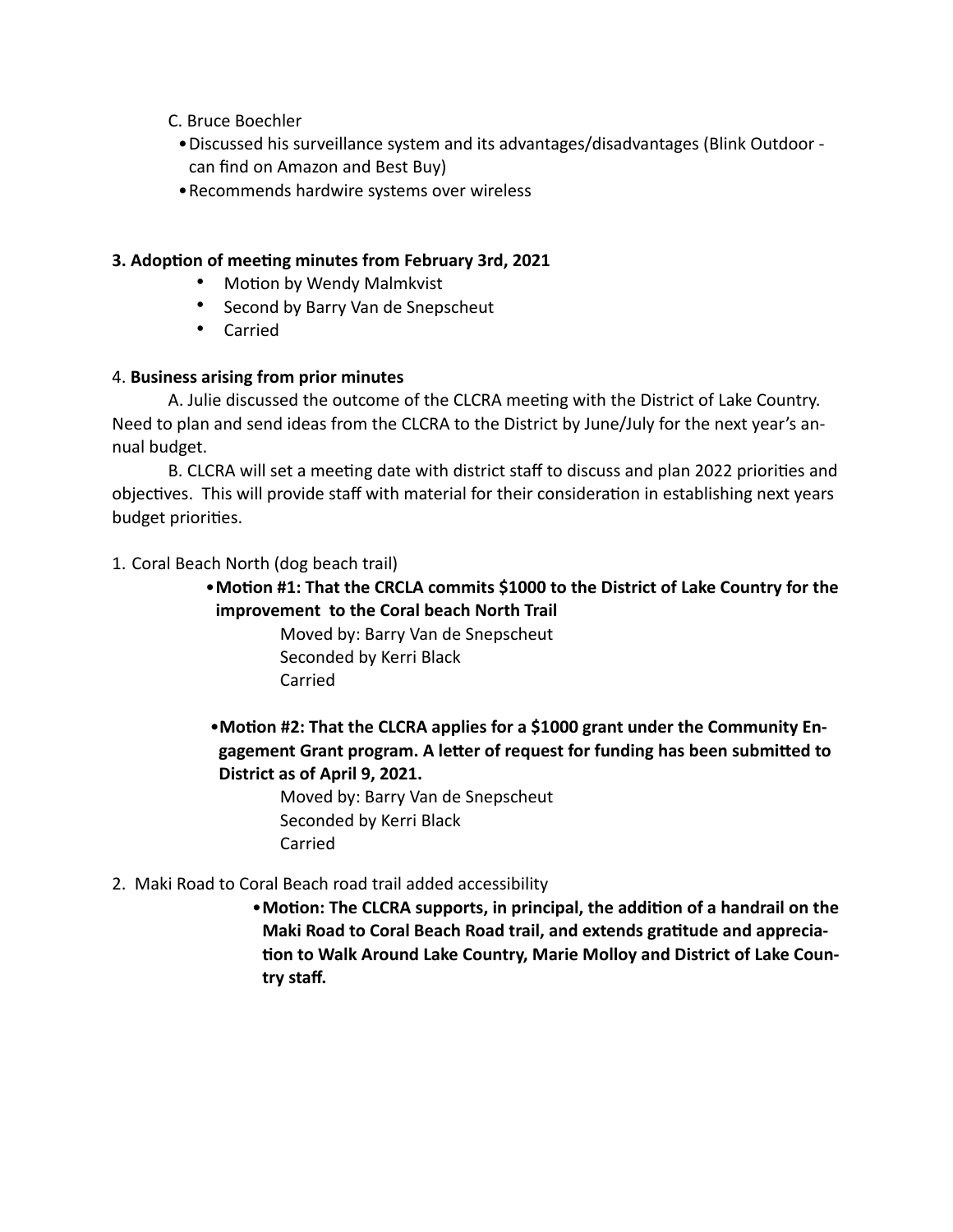C. Bruce Boechler

- Discussed his surveillance system and its advantages/disadvantages (Blink Outdoor - can find on Amazon and Best Buy)
- Recommends hardwire systems over wireless

**3. Adoption of meeting minutes from February 3rd, 2021**

- Motion by Wendy Malmkvist
- Second by Barry Van de Snepscheut
- Carried

4. **Business arising from prior minutes**

A. Julie discussed the outcome of the CLCRA meeting with the District of Lake Country. Need to plan and send ideas from the CLCRA to the District by June/July for the next year's annual budget.

B. CLCRA will set a meeting date with district staff to discuss and plan 2022 priorities and objectives. This will provide staff with material for their consideration in establishing next years budget priorities.

1. Coral Beach North (dog beach trail)

- **Motion #1: That the CRCLA commits $1000 to the District of Lake Country for the improvement to the Coral beach North Trail**

  Moved by: Barry Van de Snepscheut
  Seconded by Kerri Black
  Carried

- **Motion #2: That the CLCRA applies for a $1000 grant under the Community Engagement Grant program. A letter of request for funding has been submitted to District as of April 9, 2021.**

  Moved by: Barry Van de Snepscheut
  Seconded by Kerri Black
  Carried

2. Maki Road to Coral Beach road trail added accessibility

- **Motion: The CLCRA supports, in principal, the addition of a handrail on the Maki Road to Coral Beach Road trail, and extends gratitude and appreciation to Walk Around Lake Country, Marie Molloy and District of Lake Country staff.**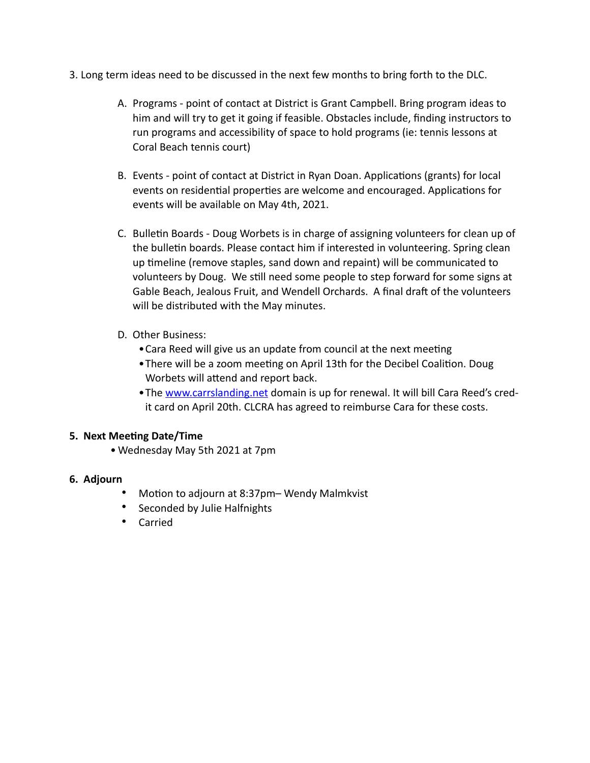3. Long term ideas need to be discussed in the next few months to bring forth to the DLC.

   A. Programs - point of contact at District is Grant Campbell. Bring program ideas to him and will try to get it going if feasible. Obstacles include, finding instructors to run programs and accessibility of space to hold programs (ie: tennis lessons at Coral Beach tennis court)

   B. Events - point of contact at District in Ryan Doan. Applications (grants) for local events on residential properties are welcome and encouraged. Applications for events will be available on May 4th, 2021.

   C. Bulletin Boards - Doug Worbets is in charge of assigning volunteers for clean up of the bulletin boards. Please contact him if interested in volunteering. Spring clean up timeline (remove staples, sand down and repaint) will be communicated to volunteers by Doug. We still need some people to step forward for some signs at Gable Beach, Jealous Fruit, and Wendell Orchards. A final draft of the volunteers will be distributed with the May minutes.

   D. Other Business:
      - Cara Reed will give us an update from council at the next meeting
      - There will be a zoom meeting on April 13th for the Decibel Coalition. Doug Worbets will attend and report back.
      - The www.carrslanding.net domain is up for renewal. It will bill Cara Reed's credit card on April 20th. CLCRA has agreed to reimburse Cara for these costs.

**5. Next Meeting Date/Time**

- Wednesday May 5th 2021 at 7pm

**6. Adjourn**

- Motion to adjourn at 8:37pm– Wendy Malmkvist
- Seconded by Julie Halfnights
- Carried